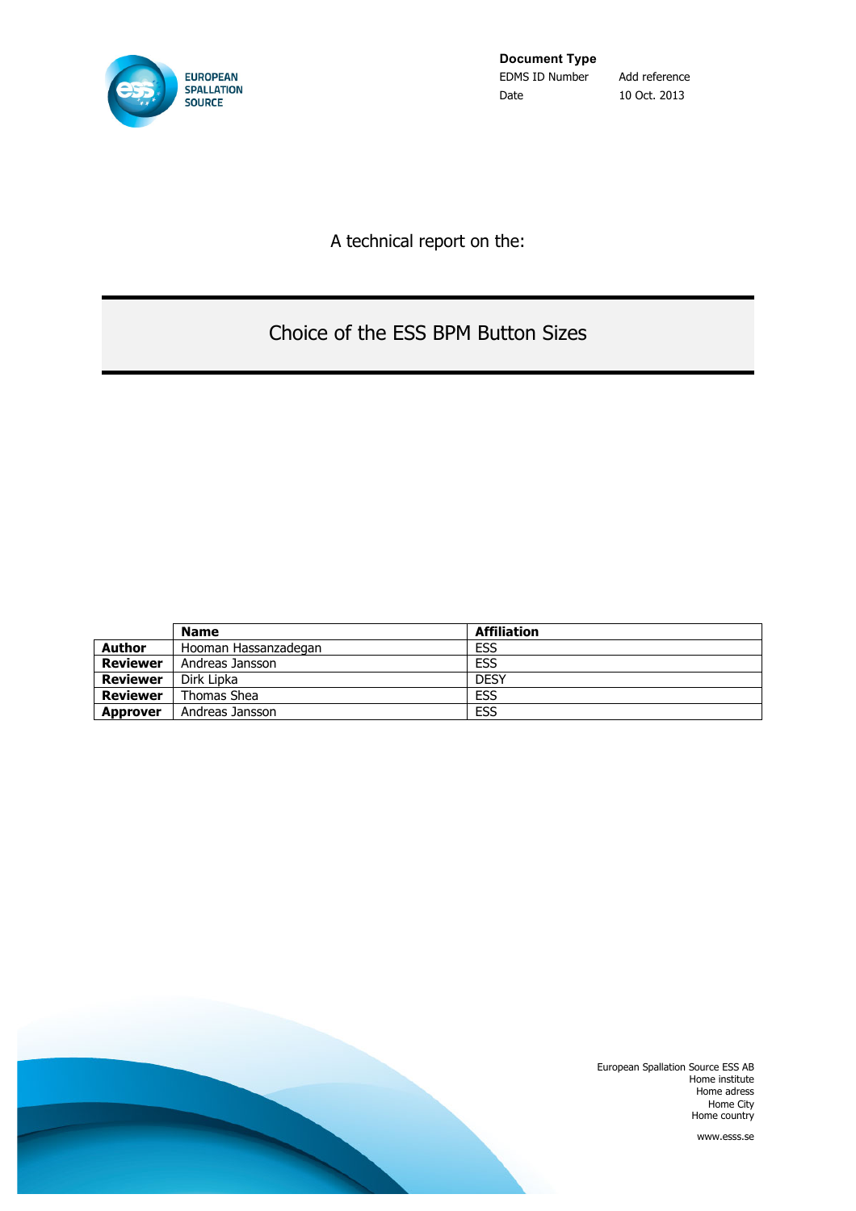EUROPEAN SPALLATION SOURCE

**Document Type**

| | |
|---|---|
| EDMS ID Number | Add reference |
| Date | 10 Oct. 2013 |

A technical report on the:

# Choice of the ESS BPM Button Sizes

| | Name | Affiliation |
|---|---|---|
| **Author** | Hooman Hassanzadegan | ESS |
| **Reviewer** | Andreas Jansson | ESS |
| **Reviewer** | Dirk Lipka | DESY |
| **Reviewer** | Thomas Shea | ESS |
| **Approver** | Andreas Jansson | ESS |

European Spallation Source ESS AB
Home institute
Home adress
Home City
Home country

www.esss.se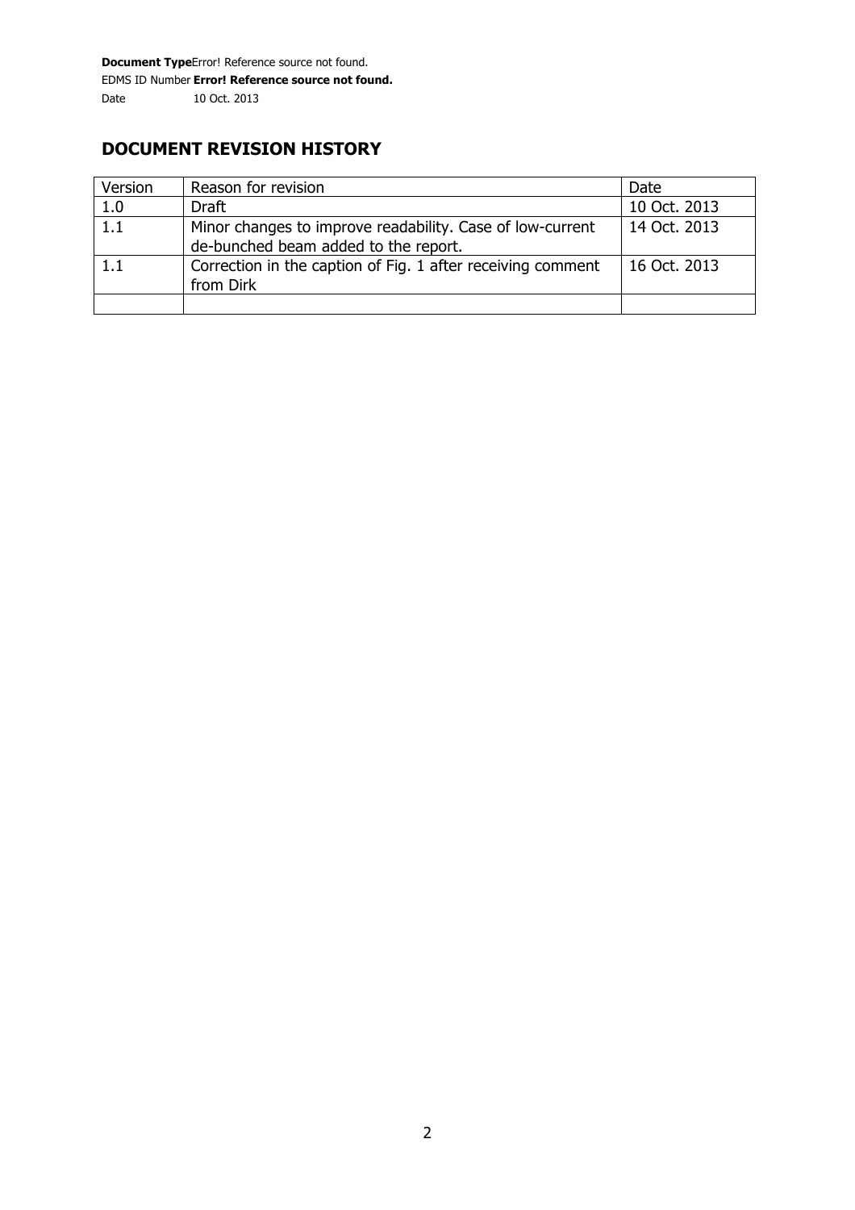## DOCUMENT REVISION HISTORY

| Version | Reason for revision | Date |
|---|---|---|
| 1.0 | Draft | 10 Oct. 2013 |
| 1.1 | Minor changes to improve readability. Case of low-current de-bunched beam added to the report. | 14 Oct. 2013 |
| 1.1 | Correction in the caption of Fig. 1 after receiving comment from Dirk | 16 Oct. 2013 |
| | | |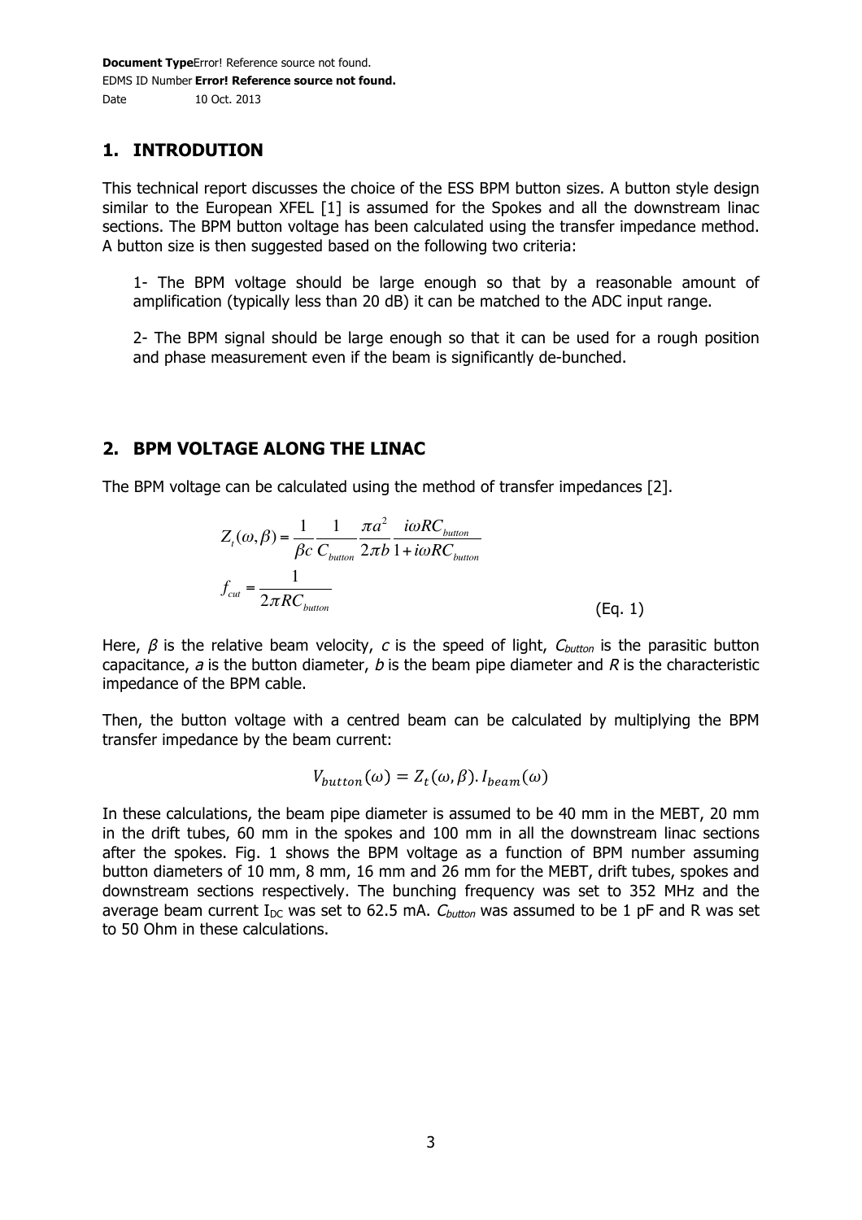## 1. INTRODUTION

This technical report discusses the choice of the ESS BPM button sizes. A button style design similar to the European XFEL [1] is assumed for the Spokes and all the downstream linac sections. The BPM button voltage has been calculated using the transfer impedance method. A button size is then suggested based on the following two criteria:

1- The BPM voltage should be large enough so that by a reasonable amount of amplification (typically less than 20 dB) it can be matched to the ADC input range.

2- The BPM signal should be large enough so that it can be used for a rough position and phase measurement even if the beam is significantly de-bunched.

## 2. BPM VOLTAGE ALONG THE LINAC

The BPM voltage can be calculated using the method of transfer impedances [2].

$$Z_t(\omega,\beta) = \frac{1}{\beta c}\frac{1}{C_{button}}\frac{\pi a^2}{2\pi b}\frac{i\omega RC_{button}}{1+i\omega RC_{button}}$$

$$f_{cut} = \frac{1}{2\pi RC_{button}} \qquad \text{(Eq. 1)}$$

Here, $\beta$ is the relative beam velocity, $c$ is the speed of light, $C_{button}$ is the parasitic button capacitance, $a$ is the button diameter, $b$ is the beam pipe diameter and $R$ is the characteristic impedance of the BPM cable.

Then, the button voltage with a centred beam can be calculated by multiplying the BPM transfer impedance by the beam current:

$$V_{button}(\omega) = Z_t(\omega,\beta).I_{beam}(\omega)$$

In these calculations, the beam pipe diameter is assumed to be 40 mm in the MEBT, 20 mm in the drift tubes, 60 mm in the spokes and 100 mm in all the downstream linac sections after the spokes. Fig. 1 shows the BPM voltage as a function of BPM number assuming button diameters of 10 mm, 8 mm, 16 mm and 26 mm for the MEBT, drift tubes, spokes and downstream sections respectively. The bunching frequency was set to 352 MHz and the average beam current $I_{DC}$ was set to 62.5 mA. $C_{button}$ was assumed to be 1 pF and R was set to 50 Ohm in these calculations.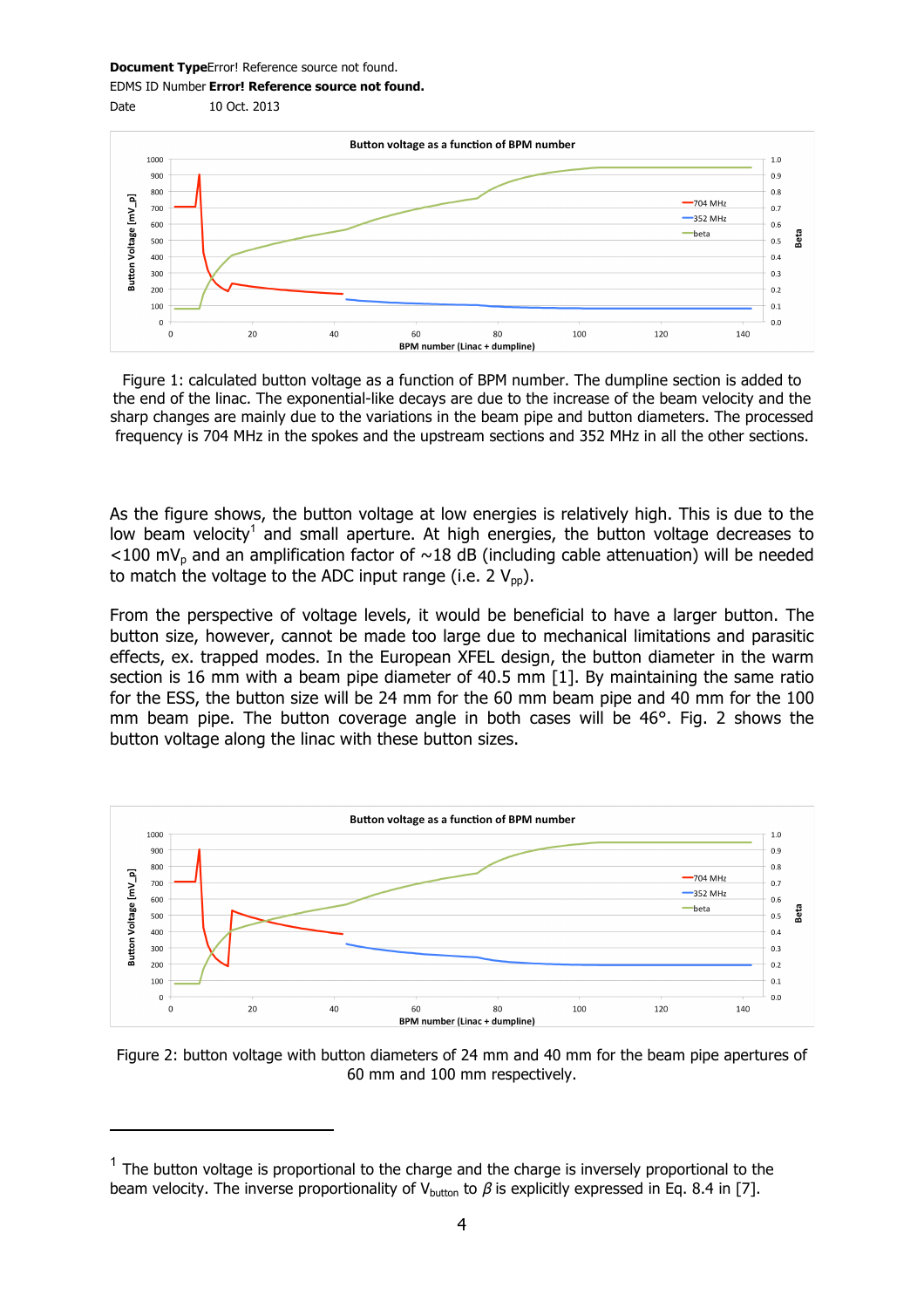Figure 1: calculated button voltage as a function of BPM number. The dumpline section is added to the end of the linac. The exponential-like decays are due to the increase of the beam velocity and the sharp changes are mainly due to the variations in the beam pipe and button diameters. The processed frequency is 704 MHz in the spokes and the upstream sections and 352 MHz in all the other sections.

As the figure shows, the button voltage at low energies is relatively high. This is due to the low beam velocity[1] and small aperture. At high energies, the button voltage decreases to <100 $mV_p$ and an amplification factor of ~18 dB (including cable attenuation) will be needed to match the voltage to the ADC input range (i.e. 2 $V_{pp}$).

From the perspective of voltage levels, it would be beneficial to have a larger button. The button size, however, cannot be made too large due to mechanical limitations and parasitic effects, ex. trapped modes. In the European XFEL design, the button diameter in the warm section is 16 mm with a beam pipe diameter of 40.5 mm [1]. By maintaining the same ratio for the ESS, the button size will be 24 mm for the 60 mm beam pipe and 40 mm for the 100 mm beam pipe. The button coverage angle in both cases will be 46°. Fig. 2 shows the button voltage along the linac with these button sizes.

Figure 2: button voltage with button diameters of 24 mm and 40 mm for the beam pipe apertures of 60 mm and 100 mm respectively.

[1] The button voltage is proportional to the charge and the charge is inversely proportional to the beam velocity. The inverse proportionality of $V_{button}$ to $\beta$ is explicitly expressed in Eq. 8.4 in [7].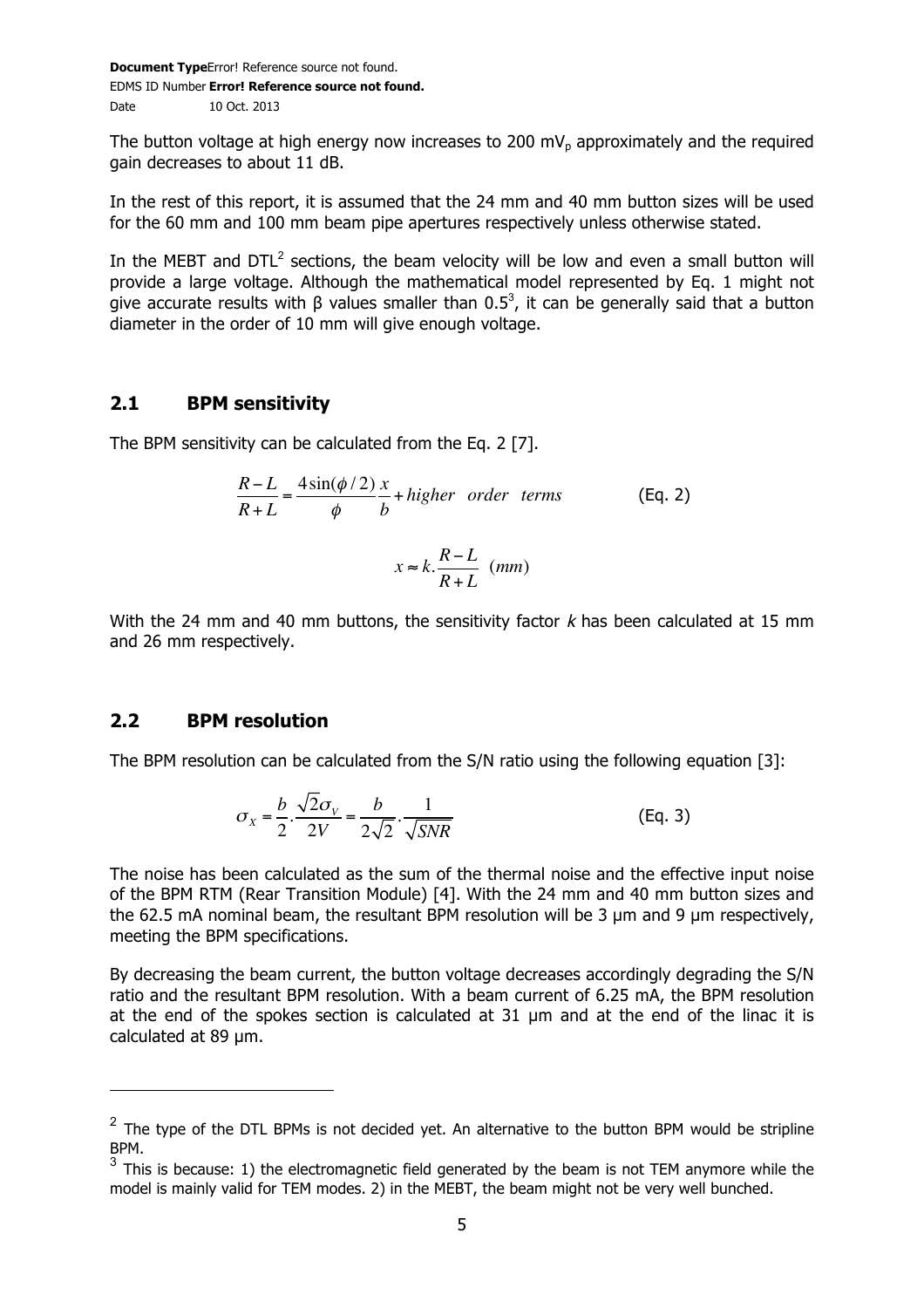The button voltage at high energy now increases to 200 $mV_p$ approximately and the required gain decreases to about 11 dB.

In the rest of this report, it is assumed that the 24 mm and 40 mm button sizes will be used for the 60 mm and 100 mm beam pipe apertures respectively unless otherwise stated.

In the MEBT and DTL[2] sections, the beam velocity will be low and even a small button will provide a large voltage. Although the mathematical model represented by Eq. 1 might not give accurate results with β values smaller than 0.5[3], it can be generally said that a button diameter in the order of 10 mm will give enough voltage.

## 2.1 BPM sensitivity

The BPM sensitivity can be calculated from the Eq. 2 [7].

$$\frac{R-L}{R+L} = \frac{4\sin(\phi/2)}{\phi}\frac{x}{b} + higher \quad order \quad terms \qquad \text{(Eq. 2)}$$

$$x \approx k.\frac{R-L}{R+L} \quad (mm)$$

With the 24 mm and 40 mm buttons, the sensitivity factor *k* has been calculated at 15 mm and 26 mm respectively.

## 2.2 BPM resolution

The BPM resolution can be calculated from the S/N ratio using the following equation [3]:

$$\sigma_X = \frac{b}{2}.\frac{\sqrt{2}\sigma_V}{2V} = \frac{b}{2\sqrt{2}}.\frac{1}{\sqrt{SNR}} \qquad \text{(Eq. 3)}$$

The noise has been calculated as the sum of the thermal noise and the effective input noise of the BPM RTM (Rear Transition Module) [4]. With the 24 mm and 40 mm button sizes and the 62.5 mA nominal beam, the resultant BPM resolution will be 3 µm and 9 µm respectively, meeting the BPM specifications.

By decreasing the beam current, the button voltage decreases accordingly degrading the S/N ratio and the resultant BPM resolution. With a beam current of 6.25 mA, the BPM resolution at the end of the spokes section is calculated at 31 µm and at the end of the linac it is calculated at 89 µm.

---

[2] The type of the DTL BPMs is not decided yet. An alternative to the button BPM would be stripline BPM.

[3] This is because: 1) the electromagnetic field generated by the beam is not TEM anymore while the model is mainly valid for TEM modes. 2) in the MEBT, the beam might not be very well bunched.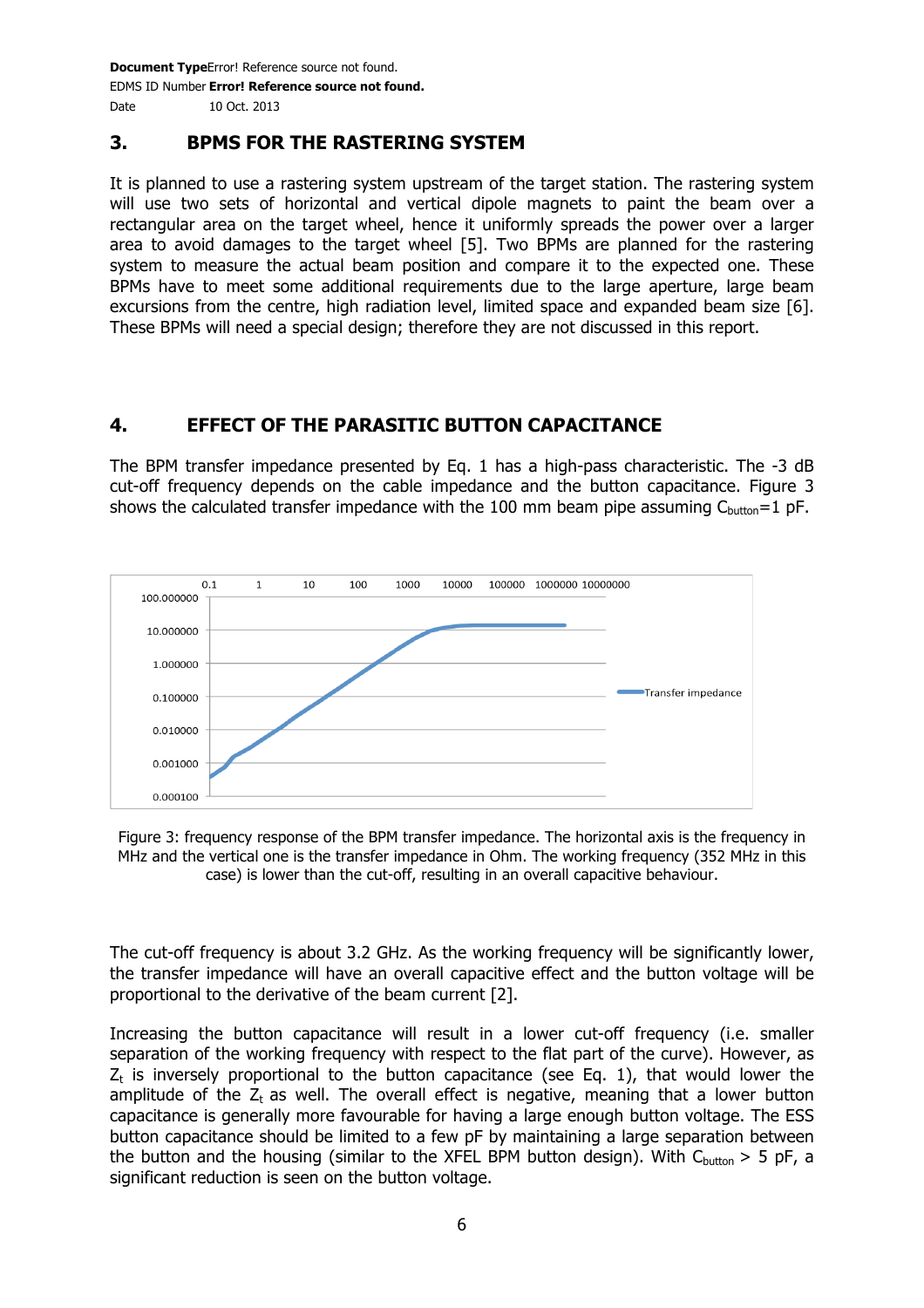## 3. BPMS FOR THE RASTERING SYSTEM

It is planned to use a rastering system upstream of the target station. The rastering system will use two sets of horizontal and vertical dipole magnets to paint the beam over a rectangular area on the target wheel, hence it uniformly spreads the power over a larger area to avoid damages to the target wheel [5]. Two BPMs are planned for the rastering system to measure the actual beam position and compare it to the expected one. These BPMs have to meet some additional requirements due to the large aperture, large beam excursions from the centre, high radiation level, limited space and expanded beam size [6]. These BPMs will need a special design; therefore they are not discussed in this report.

## 4. EFFECT OF THE PARASITIC BUTTON CAPACITANCE

The BPM transfer impedance presented by Eq. 1 has a high-pass characteristic. The -3 dB cut-off frequency depends on the cable impedance and the button capacitance. Figure 3 shows the calculated transfer impedance with the 100 mm beam pipe assuming $C_{button}$=1 pF.

Figure 3: frequency response of the BPM transfer impedance. The horizontal axis is the frequency in MHz and the vertical one is the transfer impedance in Ohm. The working frequency (352 MHz in this case) is lower than the cut-off, resulting in an overall capacitive behaviour.

The cut-off frequency is about 3.2 GHz. As the working frequency will be significantly lower, the transfer impedance will have an overall capacitive effect and the button voltage will be proportional to the derivative of the beam current [2].

Increasing the button capacitance will result in a lower cut-off frequency (i.e. smaller separation of the working frequency with respect to the flat part of the curve). However, as $Z_t$ is inversely proportional to the button capacitance (see Eq. 1), that would lower the amplitude of the $Z_t$ as well. The overall effect is negative, meaning that a lower button capacitance is generally more favourable for having a large enough button voltage. The ESS button capacitance should be limited to a few pF by maintaining a large separation between the button and the housing (similar to the XFEL BPM button design). With $C_{button}$ > 5 pF, a significant reduction is seen on the button voltage.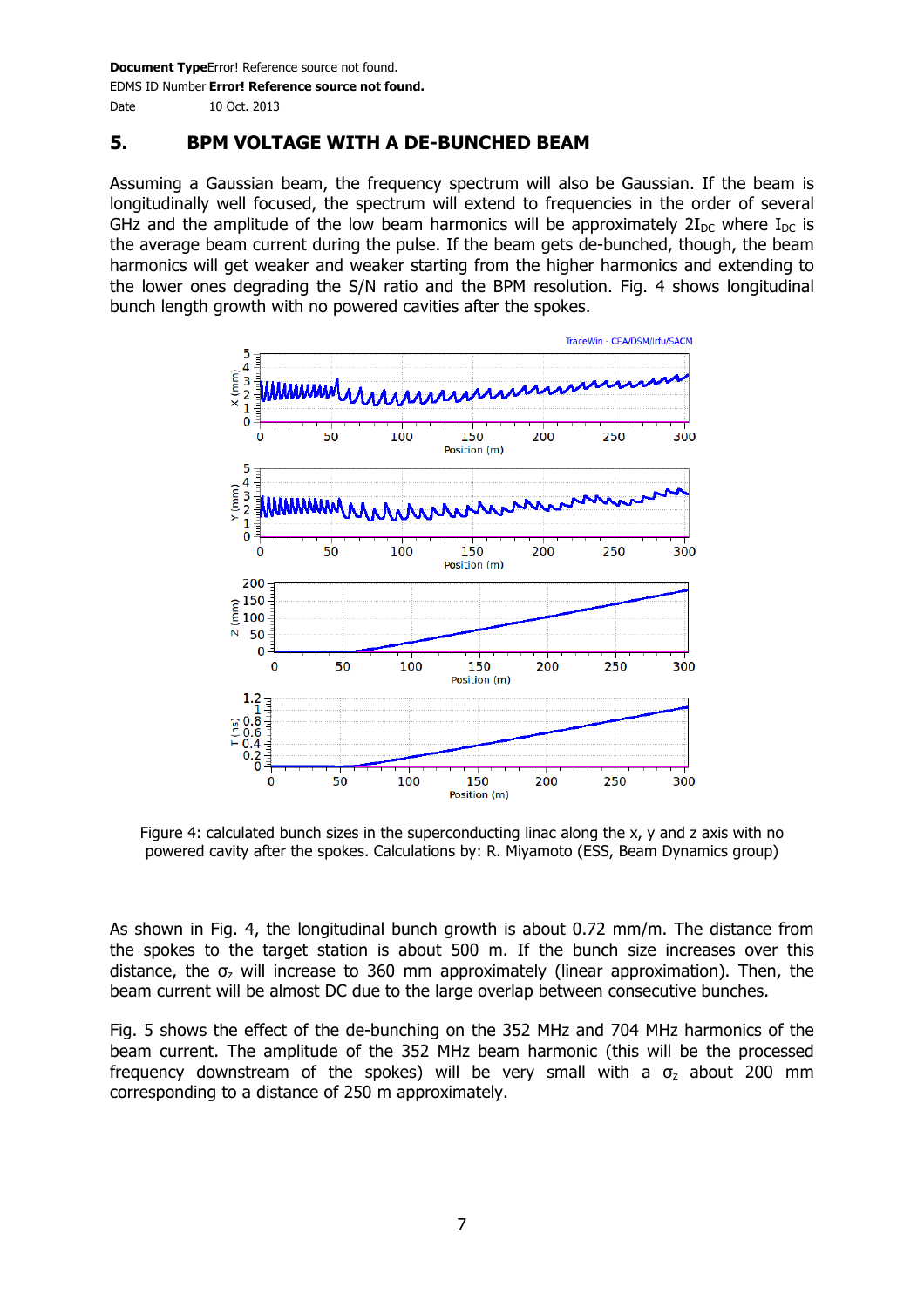## 5. BPM VOLTAGE WITH A DE-BUNCHED BEAM

Assuming a Gaussian beam, the frequency spectrum will also be Gaussian. If the beam is longitudinally well focused, the spectrum will extend to frequencies in the order of several GHz and the amplitude of the low beam harmonics will be approximately $2I_{DC}$ where $I_{DC}$ is the average beam current during the pulse. If the beam gets de-bunched, though, the beam harmonics will get weaker and weaker starting from the higher harmonics and extending to the lower ones degrading the S/N ratio and the BPM resolution. Fig. 4 shows longitudinal bunch length growth with no powered cavities after the spokes.

Figure 4: calculated bunch sizes in the superconducting linac along the x, y and z axis with no powered cavity after the spokes. Calculations by: R. Miyamoto (ESS, Beam Dynamics group)

As shown in Fig. 4, the longitudinal bunch growth is about 0.72 mm/m. The distance from the spokes to the target station is about 500 m. If the bunch size increases over this distance, the $\sigma_z$ will increase to 360 mm approximately (linear approximation). Then, the beam current will be almost DC due to the large overlap between consecutive bunches.

Fig. 5 shows the effect of the de-bunching on the 352 MHz and 704 MHz harmonics of the beam current. The amplitude of the 352 MHz beam harmonic (this will be the processed frequency downstream of the spokes) will be very small with a $\sigma_z$ about 200 mm corresponding to a distance of 250 m approximately.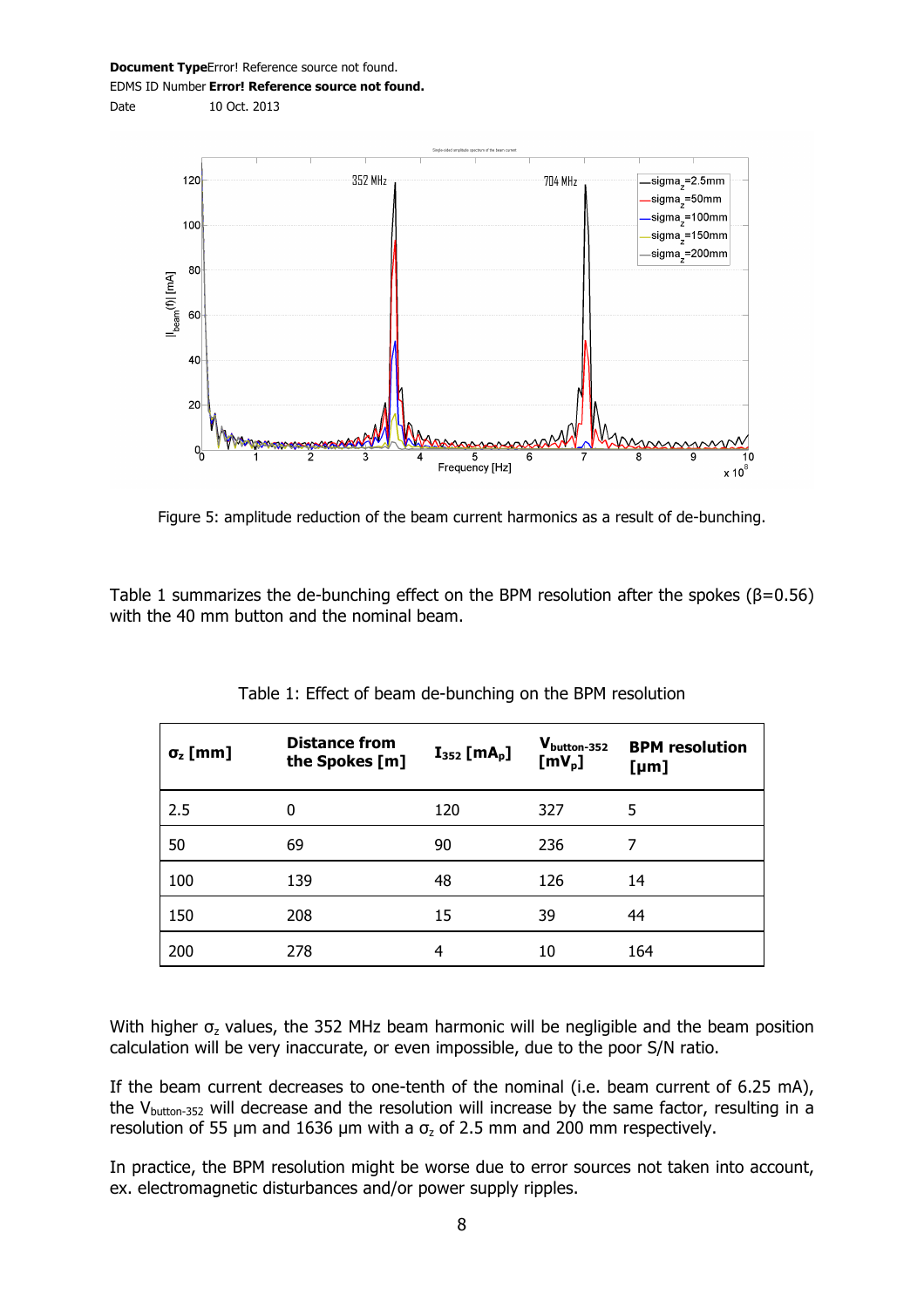Figure 5: amplitude reduction of the beam current harmonics as a result of de-bunching.

Table 1 summarizes the de-bunching effect on the BPM resolution after the spokes (β=0.56) with the 40 mm button and the nominal beam.

Table 1: Effect of beam de-bunching on the BPM resolution

| $\sigma_z$ [mm] | Distance from the Spokes [m] | $I_{352}$ [$mA_p$] | $V_{button-352}$ [$mV_p$] | BPM resolution [µm] |
|---|---|---|---|---|
| 2.5 | 0 | 120 | 327 | 5 |
| 50 | 69 | 90 | 236 | 7 |
| 100 | 139 | 48 | 126 | 14 |
| 150 | 208 | 15 | 39 | 44 |
| 200 | 278 | 4 | 10 | 164 |

With higher $\sigma_z$ values, the 352 MHz beam harmonic will be negligible and the beam position calculation will be very inaccurate, or even impossible, due to the poor S/N ratio.

If the beam current decreases to one-tenth of the nominal (i.e. beam current of 6.25 mA), the $V_{button-352}$ will decrease and the resolution will increase by the same factor, resulting in a resolution of 55 µm and 1636 µm with a $\sigma_z$ of 2.5 mm and 200 mm respectively.

In practice, the BPM resolution might be worse due to error sources not taken into account, ex. electromagnetic disturbances and/or power supply ripples.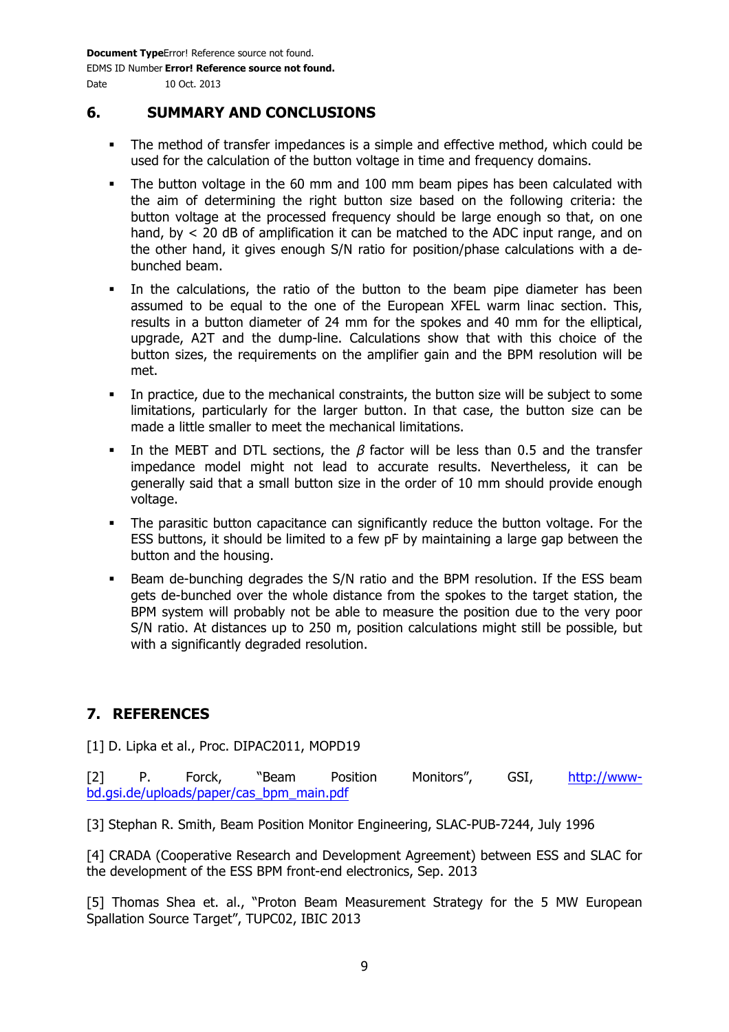## 6. SUMMARY AND CONCLUSIONS

- The method of transfer impedances is a simple and effective method, which could be used for the calculation of the button voltage in time and frequency domains.
- The button voltage in the 60 mm and 100 mm beam pipes has been calculated with the aim of determining the right button size based on the following criteria: the button voltage at the processed frequency should be large enough so that, on one hand, by < 20 dB of amplification it can be matched to the ADC input range, and on the other hand, it gives enough S/N ratio for position/phase calculations with a de-bunched beam.
- In the calculations, the ratio of the button to the beam pipe diameter has been assumed to be equal to the one of the European XFEL warm linac section. This, results in a button diameter of 24 mm for the spokes and 40 mm for the elliptical, upgrade, A2T and the dump-line. Calculations show that with this choice of the button sizes, the requirements on the amplifier gain and the BPM resolution will be met.
- In practice, due to the mechanical constraints, the button size will be subject to some limitations, particularly for the larger button. In that case, the button size can be made a little smaller to meet the mechanical limitations.
- In the MEBT and DTL sections, the $\beta$ factor will be less than 0.5 and the transfer impedance model might not lead to accurate results. Nevertheless, it can be generally said that a small button size in the order of 10 mm should provide enough voltage.
- The parasitic button capacitance can significantly reduce the button voltage. For the ESS buttons, it should be limited to a few pF by maintaining a large gap between the button and the housing.
- Beam de-bunching degrades the S/N ratio and the BPM resolution. If the ESS beam gets de-bunched over the whole distance from the spokes to the target station, the BPM system will probably not be able to measure the position due to the very poor S/N ratio. At distances up to 250 m, position calculations might still be possible, but with a significantly degraded resolution.

## 7. REFERENCES

[1] D. Lipka et al., Proc. DIPAC2011, MOPD19

[2] P. Forck, "Beam Position Monitors", GSI, http://www-bd.gsi.de/uploads/paper/cas_bpm_main.pdf

[3] Stephan R. Smith, Beam Position Monitor Engineering, SLAC-PUB-7244, July 1996

[4] CRADA (Cooperative Research and Development Agreement) between ESS and SLAC for the development of the ESS BPM front-end electronics, Sep. 2013

[5] Thomas Shea et. al., "Proton Beam Measurement Strategy for the 5 MW European Spallation Source Target", TUPC02, IBIC 2013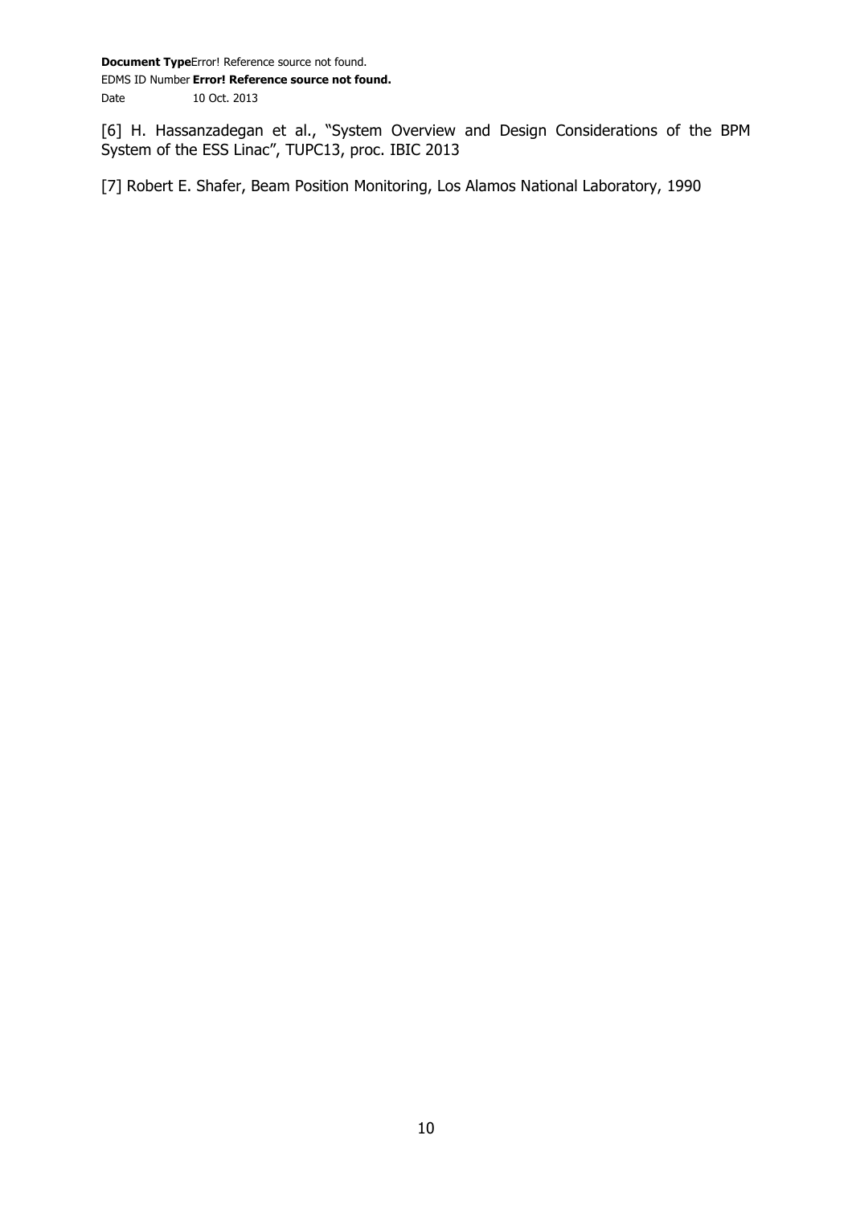[6] H. Hassanzadegan et al., "System Overview and Design Considerations of the BPM System of the ESS Linac", TUPC13, proc. IBIC 2013

[7] Robert E. Shafer, Beam Position Monitoring, Los Alamos National Laboratory, 1990